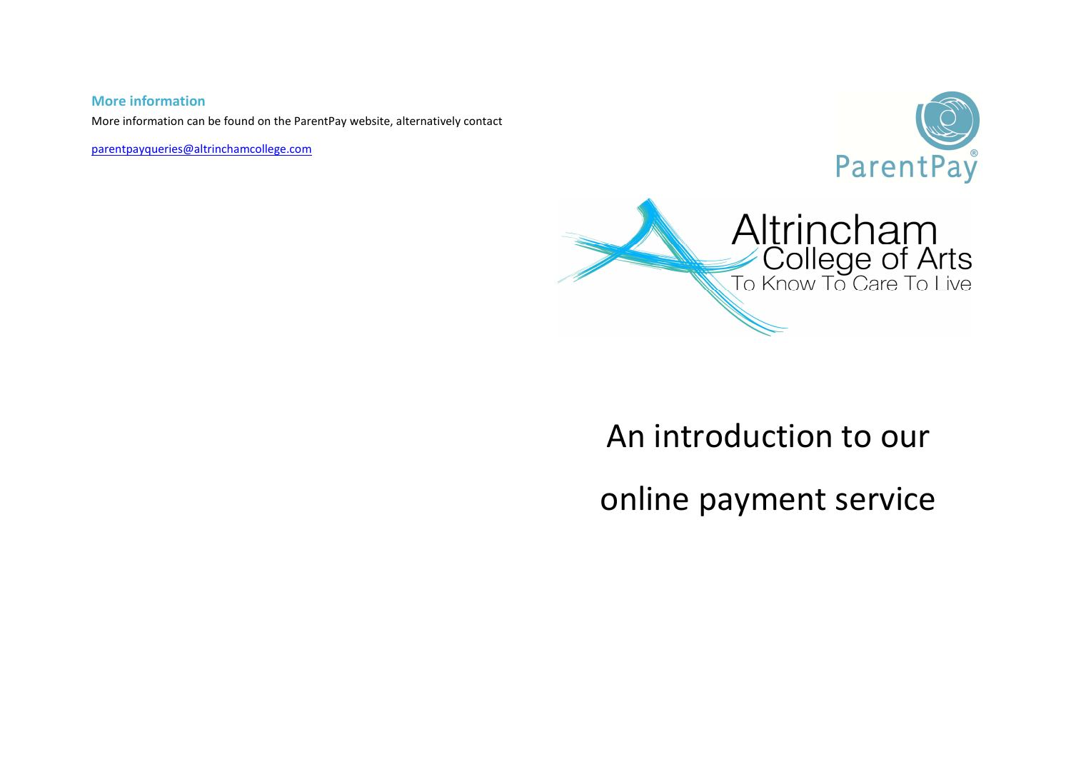## More information

More information can be found on the ParentPay website, alternatively contact

parentpayqueries@altrinchamcollege.com

ParentPay

Altrincham College of Arts

To Know To Care To Live

# An introduction to our online payment service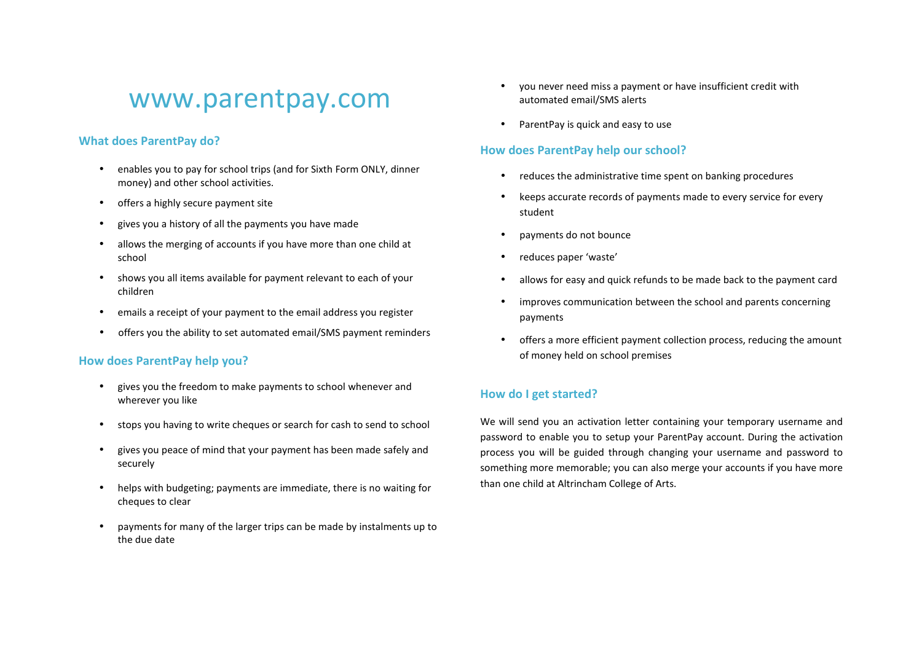# www.parentpay.com

## What does ParentPay do?

- enables you to pay for school trips (and for Sixth Form ONLY, dinner money) and other school activities.
- offers a highly secure payment site
- gives you a history of all the payments you have made
- allows the merging of accounts if you have more than one child at school
- shows you all items available for payment relevant to each of your children
- emails a receipt of your payment to the email address you register
- offers you the ability to set automated email/SMS payment reminders

## How does ParentPay help you?

- gives you the freedom to make payments to school whenever and wherever you like
- stops you having to write cheques or search for cash to send to school
- gives you peace of mind that your payment has been made safely and securely
- helps with budgeting; payments are immediate, there is no waiting for cheques to clear
- payments for many of the larger trips can be made by instalments up to the due date
- you never need miss a payment or have insufficient credit with automated email/SMS alerts
- ParentPay is quick and easy to use

## How does ParentPay help our school?

- reduces the administrative time spent on banking procedures
- keeps accurate records of payments made to every service for every student
- payments do not bounce
- reduces paper 'waste'
- allows for easy and quick refunds to be made back to the payment card
- improves communication between the school and parents concerning payments
- offers a more efficient payment collection process, reducing the amount of money held on school premises

## How do I get started?

We will send you an activation letter containing your temporary username and password to enable you to setup your ParentPay account. During the activation process you will be guided through changing your username and password to something more memorable; you can also merge your accounts if you have more than one child at Altrincham College of Arts.